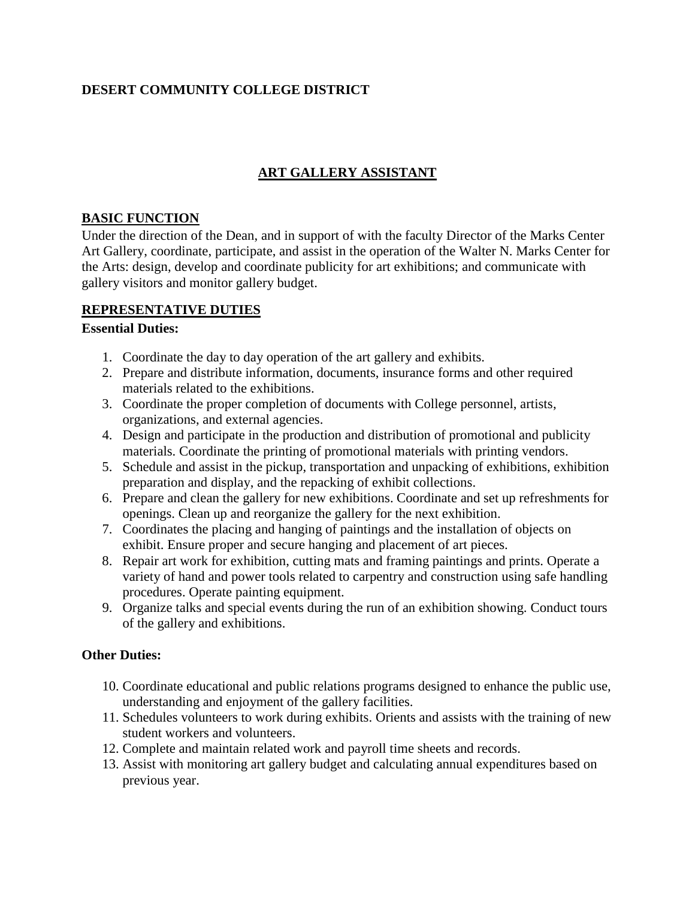**DESERT COMMUNITY COLLEGE DISTRICT**

# ART GALLERY ASSISTANT

## BASIC FUNCTION

Under the direction of the Dean, and in support of with the faculty Director of the Marks Center Art Gallery, coordinate, participate, and assist in the operation of the Walter N. Marks Center for the Arts: design, develop and coordinate publicity for art exhibitions; and communicate with gallery visitors and monitor gallery budget.

## REPRESENTATIVE DUTIES

**Essential Duties:**

1. Coordinate the day to day operation of the art gallery and exhibits.
2. Prepare and distribute information, documents, insurance forms and other required materials related to the exhibitions.
3. Coordinate the proper completion of documents with College personnel, artists, organizations, and external agencies.
4. Design and participate in the production and distribution of promotional and publicity materials. Coordinate the printing of promotional materials with printing vendors.
5. Schedule and assist in the pickup, transportation and unpacking of exhibitions, exhibition preparation and display, and the repacking of exhibit collections.
6. Prepare and clean the gallery for new exhibitions. Coordinate and set up refreshments for openings. Clean up and reorganize the gallery for the next exhibition.
7. Coordinates the placing and hanging of paintings and the installation of objects on exhibit. Ensure proper and secure hanging and placement of art pieces.
8. Repair art work for exhibition, cutting mats and framing paintings and prints. Operate a variety of hand and power tools related to carpentry and construction using safe handling procedures. Operate painting equipment.
9. Organize talks and special events during the run of an exhibition showing. Conduct tours of the gallery and exhibitions.

**Other Duties:**

10. Coordinate educational and public relations programs designed to enhance the public use, understanding and enjoyment of the gallery facilities.
11. Schedules volunteers to work during exhibits. Orients and assists with the training of new student workers and volunteers.
12. Complete and maintain related work and payroll time sheets and records.
13. Assist with monitoring art gallery budget and calculating annual expenditures based on previous year.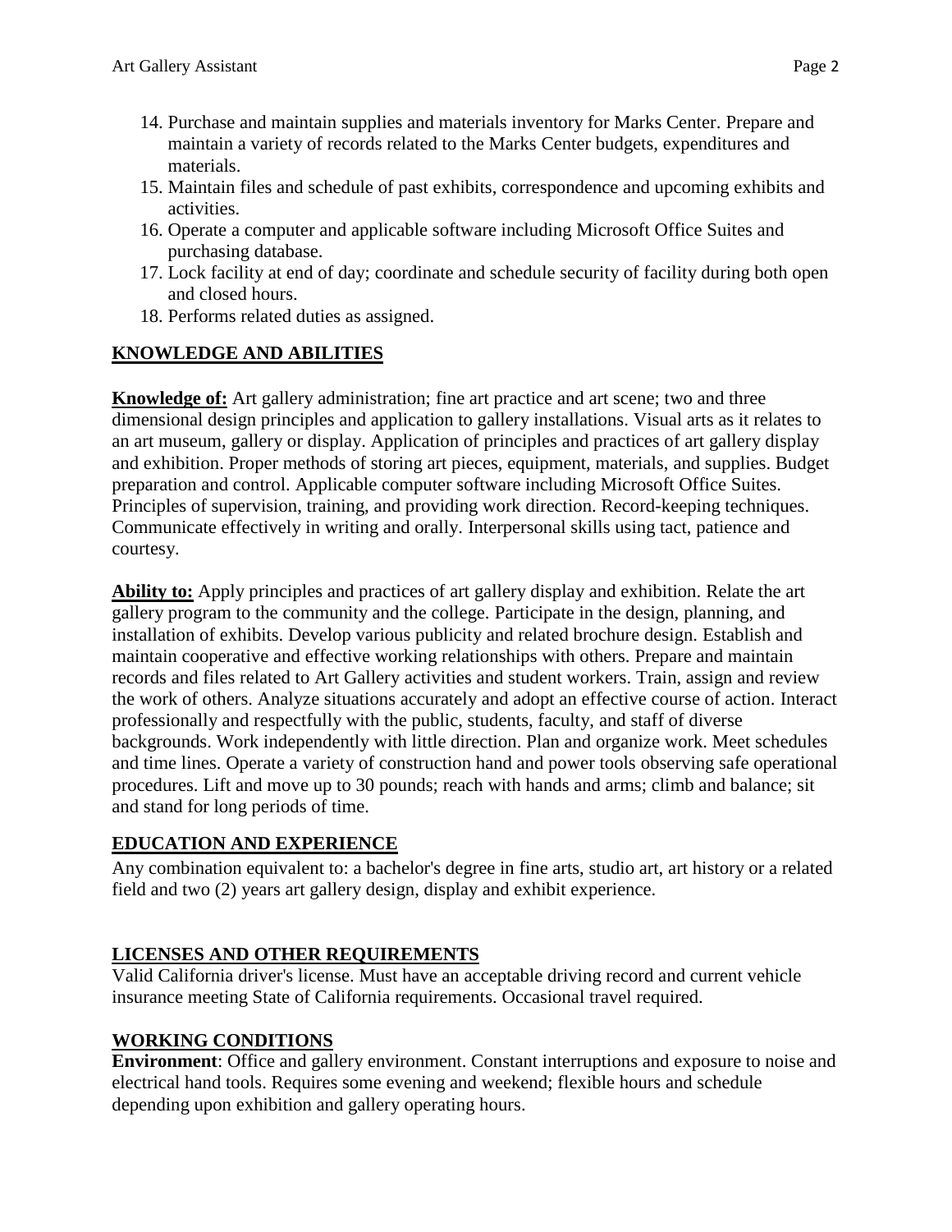14. Purchase and maintain supplies and materials inventory for Marks Center. Prepare and maintain a variety of records related to the Marks Center budgets, expenditures and materials.
15. Maintain files and schedule of past exhibits, correspondence and upcoming exhibits and activities.
16. Operate a computer and applicable software including Microsoft Office Suites and purchasing database.
17. Lock facility at end of day; coordinate and schedule security of facility during both open and closed hours.
18. Performs related duties as assigned.

## KNOWLEDGE AND ABILITIES

**Knowledge of:** Art gallery administration; fine art practice and art scene; two and three dimensional design principles and application to gallery installations. Visual arts as it relates to an art museum, gallery or display. Application of principles and practices of art gallery display and exhibition. Proper methods of storing art pieces, equipment, materials, and supplies. Budget preparation and control. Applicable computer software including Microsoft Office Suites. Principles of supervision, training, and providing work direction. Record-keeping techniques. Communicate effectively in writing and orally. Interpersonal skills using tact, patience and courtesy.

**Ability to:** Apply principles and practices of art gallery display and exhibition. Relate the art gallery program to the community and the college. Participate in the design, planning, and installation of exhibits. Develop various publicity and related brochure design. Establish and maintain cooperative and effective working relationships with others. Prepare and maintain records and files related to Art Gallery activities and student workers. Train, assign and review the work of others. Analyze situations accurately and adopt an effective course of action. Interact professionally and respectfully with the public, students, faculty, and staff of diverse backgrounds. Work independently with little direction. Plan and organize work. Meet schedules and time lines. Operate a variety of construction hand and power tools observing safe operational procedures. Lift and move up to 30 pounds; reach with hands and arms; climb and balance; sit and stand for long periods of time.

## EDUCATION AND EXPERIENCE

Any combination equivalent to: a bachelor's degree in fine arts, studio art, art history or a related field and two (2) years art gallery design, display and exhibit experience.

## LICENSES AND OTHER REQUIREMENTS

Valid California driver's license. Must have an acceptable driving record and current vehicle insurance meeting State of California requirements. Occasional travel required.

## WORKING CONDITIONS

**Environment**: Office and gallery environment. Constant interruptions and exposure to noise and electrical hand tools. Requires some evening and weekend; flexible hours and schedule depending upon exhibition and gallery operating hours.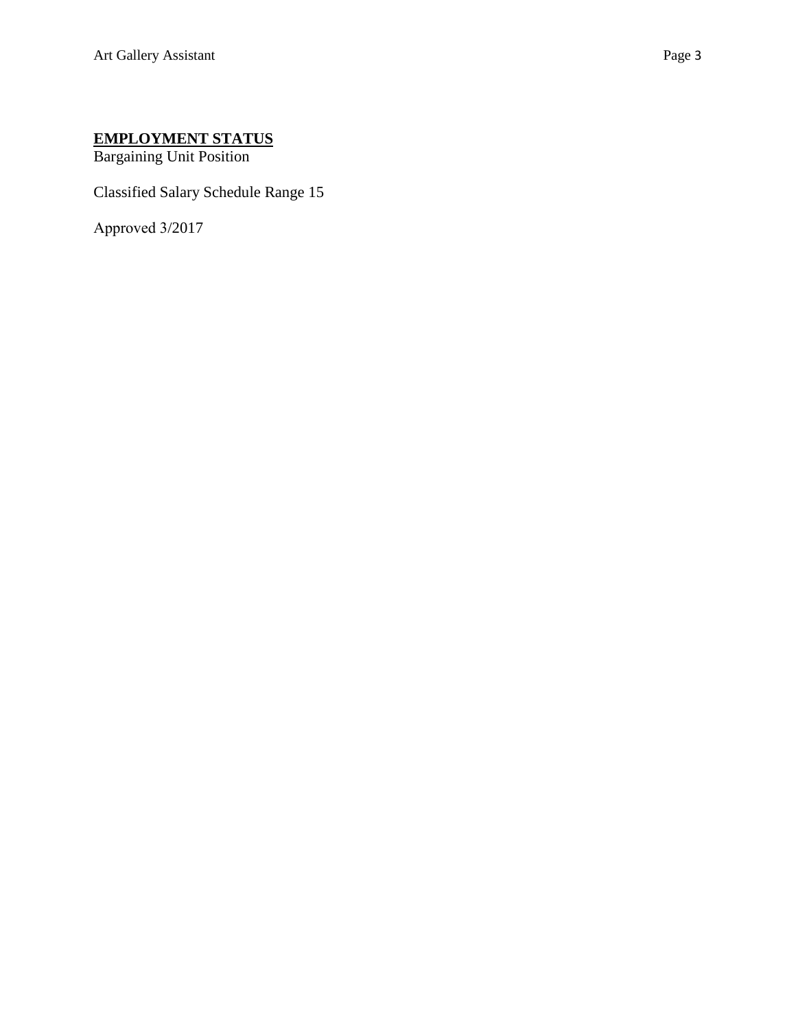**EMPLOYMENT STATUS**

Bargaining Unit Position

Classified Salary Schedule Range 15

Approved 3/2017